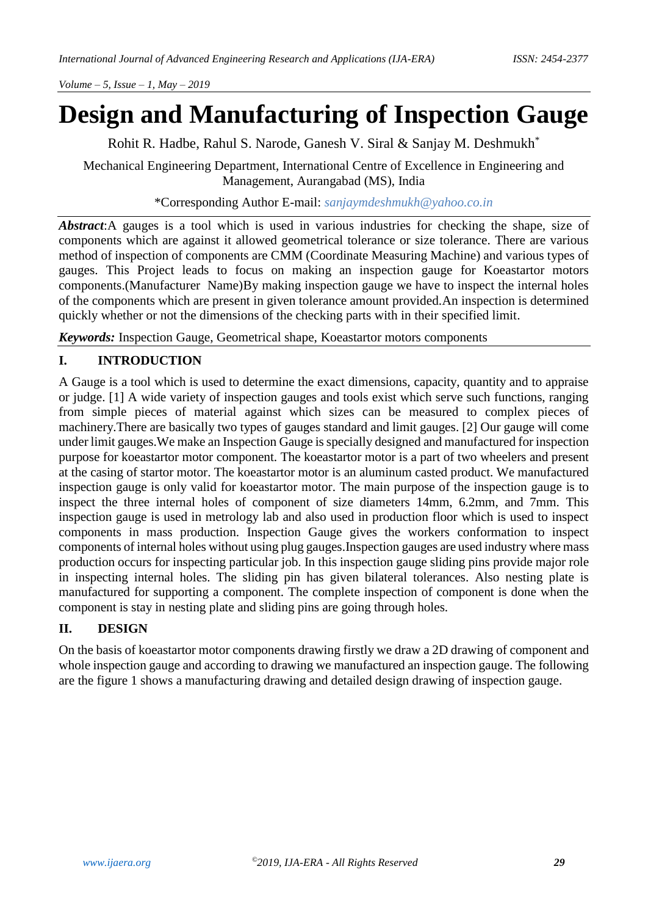# Design and Manufacturing of Inspection Gauge

Rohit R. Hadbe, Rahul S. Narode, Ganesh V. Siral & Sanjay M. Deshmukh*

Mechanical Engineering Department, International Centre of Excellence in Engineering and Management, Aurangabad (MS), India

*Corresponding Author E-mail: *sanjaymdeshmukh@yahoo.co.in*

***Abstract***:A gauges is a tool which is used in various industries for checking the shape, size of components which are against it allowed geometrical tolerance or size tolerance. There are various method of inspection of components are CMM (Coordinate Measuring Machine) and various types of gauges. This Project leads to focus on making an inspection gauge for Koeastartor motors components.(Manufacturer Name)By making inspection gauge we have to inspect the internal holes of the components which are present in given tolerance amount provided.An inspection is determined quickly whether or not the dimensions of the checking parts with in their specified limit.

***Keywords:*** Inspection Gauge, Geometrical shape, Koeastartor motors components

## I. INTRODUCTION

A Gauge is a tool which is used to determine the exact dimensions, capacity, quantity and to appraise or judge. [1] A wide variety of inspection gauges and tools exist which serve such functions, ranging from simple pieces of material against which sizes can be measured to complex pieces of machinery.There are basically two types of gauges standard and limit gauges. [2] Our gauge will come under limit gauges.We make an Inspection Gauge is specially designed and manufactured for inspection purpose for koeastartor motor component. The koeastartor motor is a part of two wheelers and present at the casing of startor motor. The koeastartor motor is an aluminum casted product. We manufactured inspection gauge is only valid for koeastartor motor. The main purpose of the inspection gauge is to inspect the three internal holes of component of size diameters 14mm, 6.2mm, and 7mm. This inspection gauge is used in metrology lab and also used in production floor which is used to inspect components in mass production. Inspection Gauge gives the workers conformation to inspect components of internal holes without using plug gauges.Inspection gauges are used industry where mass production occurs for inspecting particular job. In this inspection gauge sliding pins provide major role in inspecting internal holes. The sliding pin has given bilateral tolerances. Also nesting plate is manufactured for supporting a component. The complete inspection of component is done when the component is stay in nesting plate and sliding pins are going through holes.

## II. DESIGN

On the basis of koeastartor motor components drawing firstly we draw a 2D drawing of component and whole inspection gauge and according to drawing we manufactured an inspection gauge. The following are the figure 1 shows a manufacturing drawing and detailed design drawing of inspection gauge.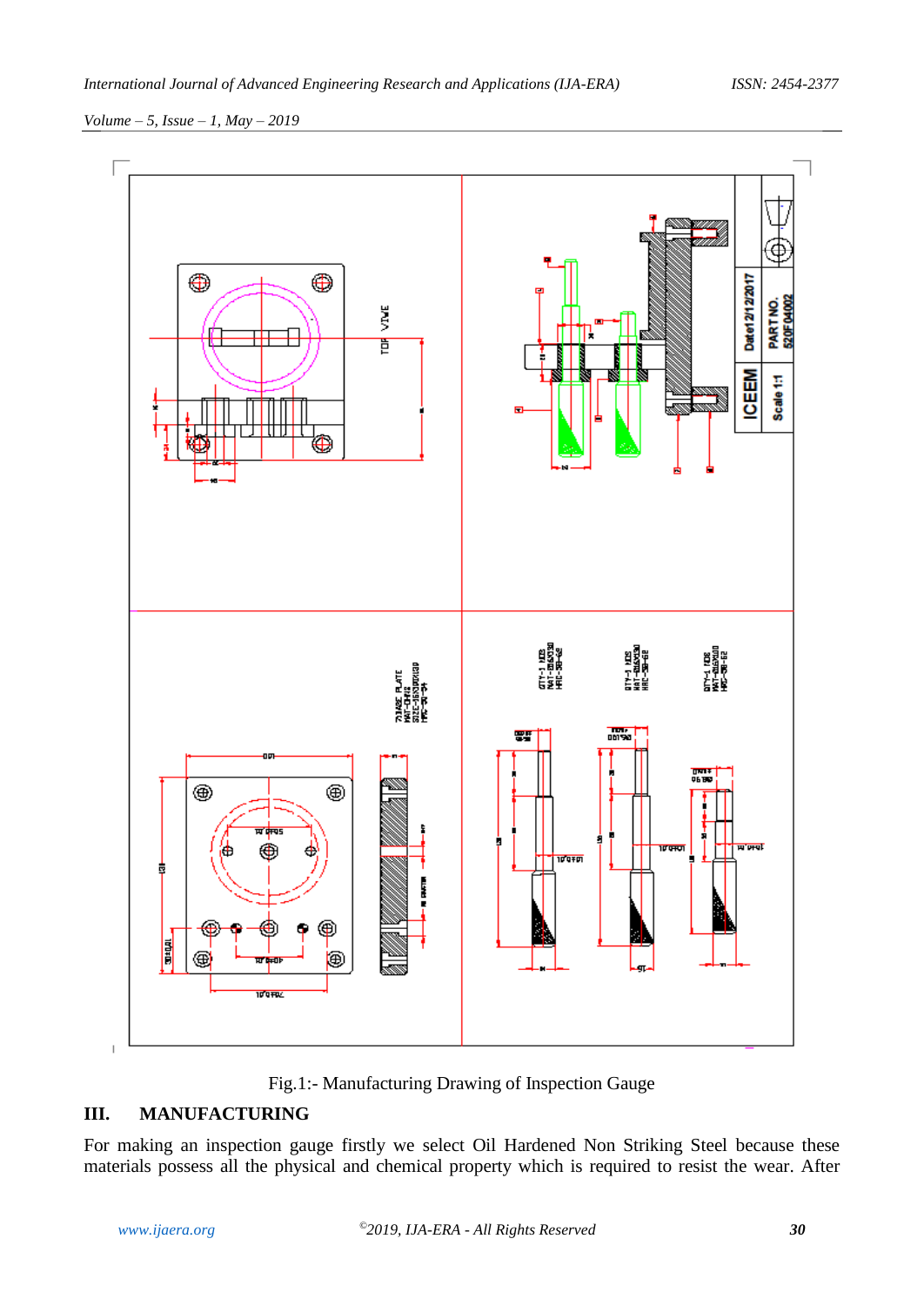Fig.1:- Manufacturing Drawing of Inspection Gauge

## III. MANUFACTURING

For making an inspection gauge firstly we select Oil Hardened Non Striking Steel because these materials possess all the physical and chemical property which is required to resist the wear. After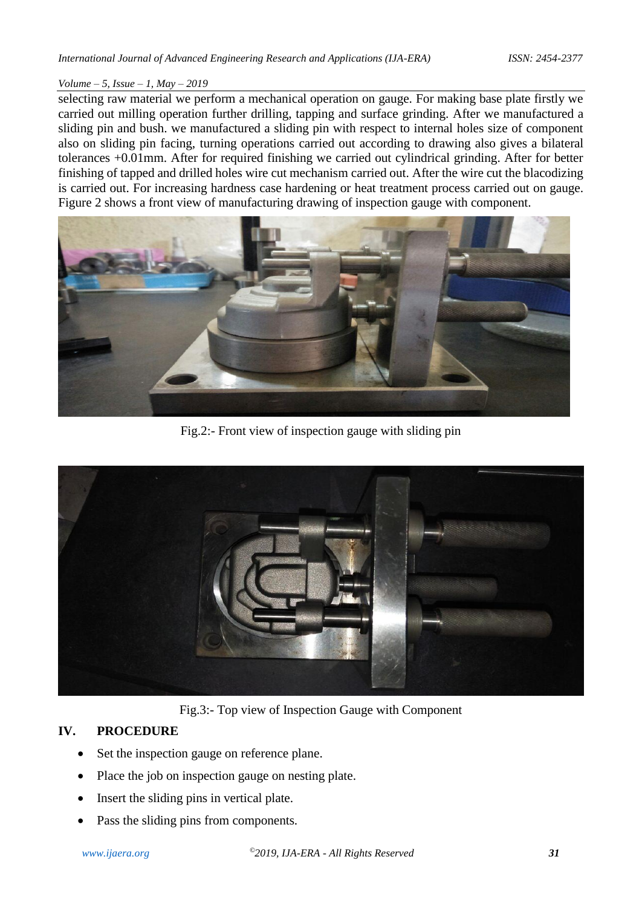selecting raw material we perform a mechanical operation on gauge. For making base plate firstly we carried out milling operation further drilling, tapping and surface grinding. After we manufactured a sliding pin and bush. we manufactured a sliding pin with respect to internal holes size of component also on sliding pin facing, turning operations carried out according to drawing also gives a bilateral tolerances +0.01mm. After for required finishing we carried out cylindrical grinding. After for better finishing of tapped and drilled holes wire cut mechanism carried out. After the wire cut the blacodizing is carried out. For increasing hardness case hardening or heat treatment process carried out on gauge. Figure 2 shows a front view of manufacturing drawing of inspection gauge with component.

Fig.2:- Front view of inspection gauge with sliding pin

Fig.3:- Top view of Inspection Gauge with Component

## IV. PROCEDURE

- Set the inspection gauge on reference plane.
- Place the job on inspection gauge on nesting plate.
- Insert the sliding pins in vertical plate.
- Pass the sliding pins from components.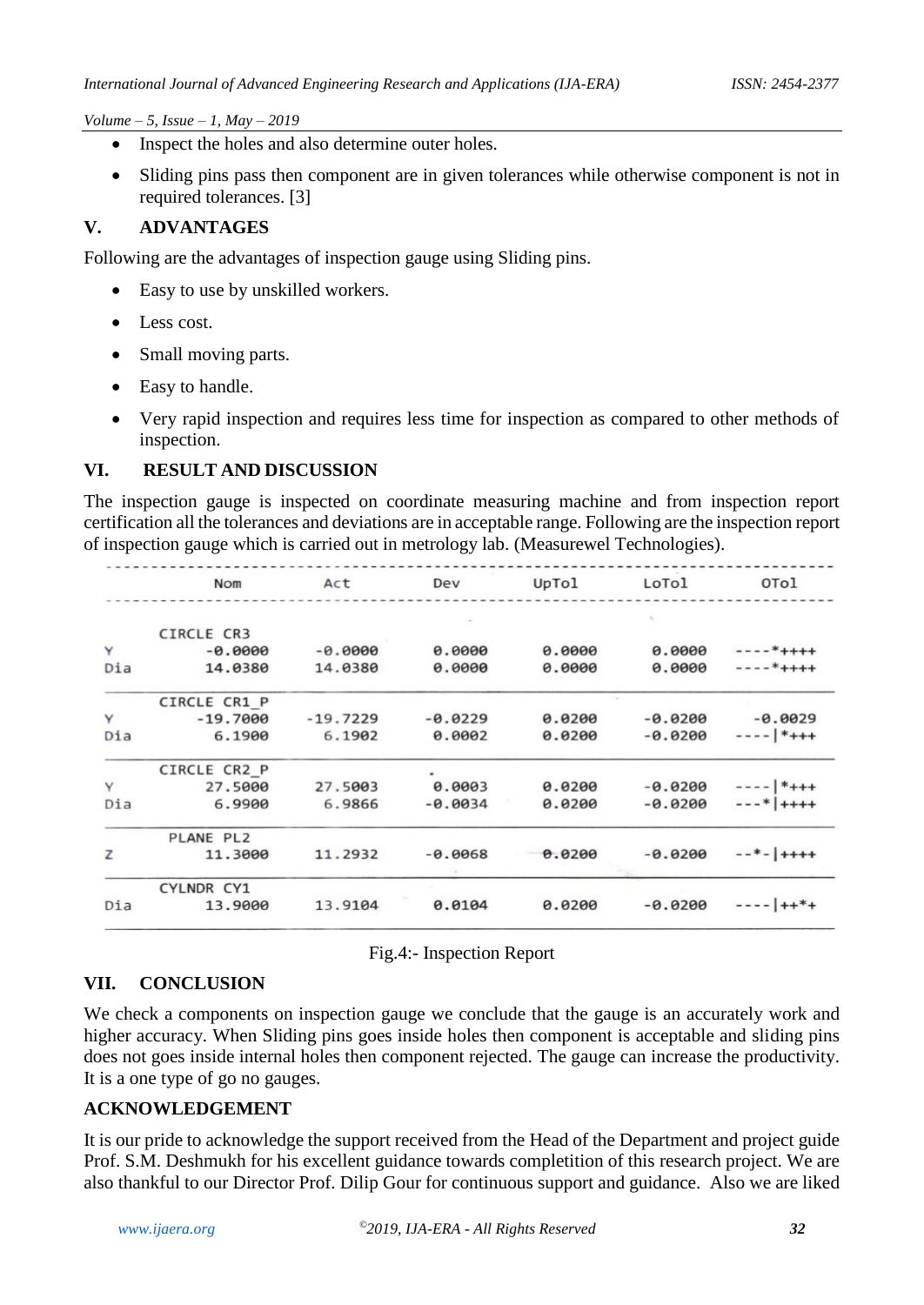- Inspect the holes and also determine outer holes.
- Sliding pins pass then component are in given tolerances while otherwise component is not in required tolerances. [3]

## V. ADVANTAGES

Following are the advantages of inspection gauge using Sliding pins.

- Easy to use by unskilled workers.
- Less cost.
- Small moving parts.
- Easy to handle.
- Very rapid inspection and requires less time for inspection as compared to other methods of inspection.

## VI. RESULT AND DISCUSSION

The inspection gauge is inspected on coordinate measuring machine and from inspection report certification all the tolerances and deviations are in acceptable range. Following are the inspection report of inspection gauge which is carried out in metrology lab. (Measurewel Technologies).

| | Nom | Act | Dev | UpTol | LoTol | OTol |
|---|---|---|---|---|---|---|
| | CIRCLE CR3 | | | | | |
| Y | -0.0000 | -0.0000 | 0.0000 | 0.0000 | 0.0000 | ----*++++ |
| Dia | 14.0380 | 14.0380 | 0.0000 | 0.0000 | 0.0000 | ----*++++ |
| | CIRCLE CR1_P | | | | | |
| Y | -19.7000 | -19.7229 | -0.0229 | 0.0200 | -0.0200 | -0.0029 |
| Dia | 6.1900 | 6.1902 | 0.0002 | 0.0200 | -0.0200 | ----\|*+++ |
| | CIRCLE CR2_P | | | | | |
| Y | 27.5000 | 27.5003 | 0.0003 | 0.0200 | -0.0200 | ----\|*+++ |
| Dia | 6.9900 | 6.9866 | -0.0034 | 0.0200 | -0.0200 | ---*\|++++ |
| | PLANE PL2 | | | | | |
| Z | 11.3000 | 11.2932 | -0.0068 | 0.0200 | -0.0200 | --*-\|++++ |
| | CYLNDR CY1 | | | | | |
| Dia | 13.9000 | 13.9104 | 0.0104 | 0.0200 | -0.0200 | ----\|++*+ |

Fig.4:- Inspection Report

## VII. CONCLUSION

We check a components on inspection gauge we conclude that the gauge is an accurately work and higher accuracy. When Sliding pins goes inside holes then component is acceptable and sliding pins does not goes inside internal holes then component rejected. The gauge can increase the productivity. It is a one type of go no gauges.

## ACKNOWLEDGEMENT

It is our pride to acknowledge the support received from the Head of the Department and project guide Prof. S.M. Deshmukh for his excellent guidance towards completition of this research project. We are also thankful to our Director Prof. Dilip Gour for continuous support and guidance. Also we are liked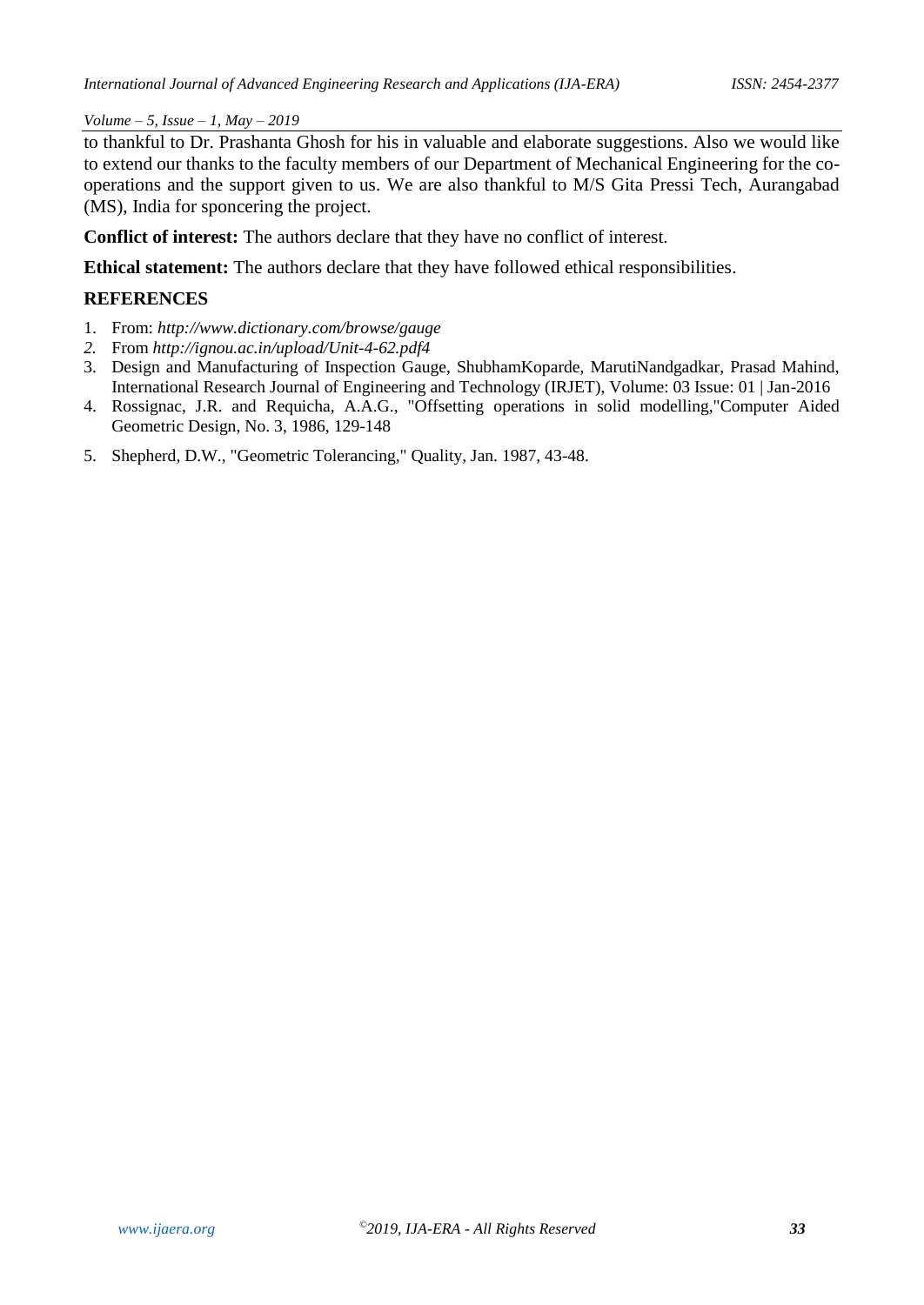to thankful to Dr. Prashanta Ghosh for his in valuable and elaborate suggestions. Also we would like to extend our thanks to the faculty members of our Department of Mechanical Engineering for the co-operations and the support given to us. We are also thankful to M/S Gita Pressi Tech, Aurangabad (MS), India for sponcering the project.

**Conflict of interest:** The authors declare that they have no conflict of interest.

**Ethical statement:** The authors declare that they have followed ethical responsibilities.

## REFERENCES

1. From: *http://www.dictionary.com/browse/gauge*
2. From *http://ignou.ac.in/upload/Unit-4-62.pdf4*
3. Design and Manufacturing of Inspection Gauge, ShubhamKoparde, MarutiNandgadkar, Prasad Mahind, International Research Journal of Engineering and Technology (IRJET), Volume: 03 Issue: 01 | Jan-2016
4. Rossignac, J.R. and Requicha, A.A.G., "Offsetting operations in solid modelling,"Computer Aided Geometric Design, No. 3, 1986, 129-148
5. Shepherd, D.W., "Geometric Tolerancing," Quality, Jan. 1987, 43-48.